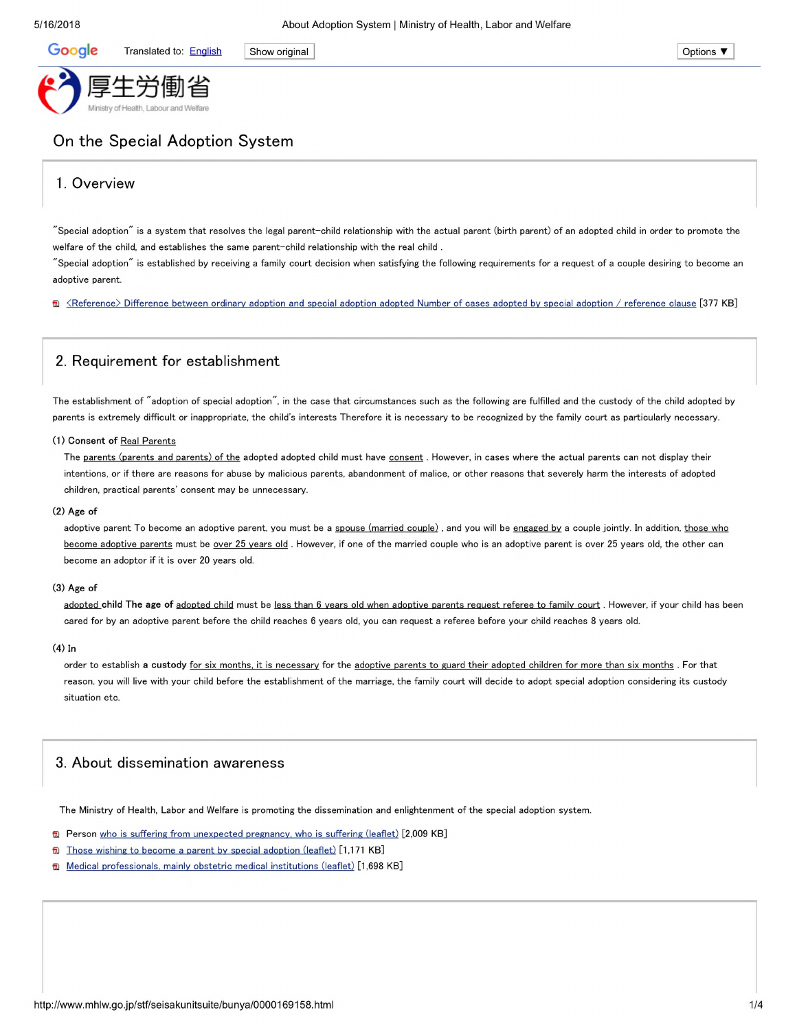厚生労働省
Ministry of Health, Labour and Welfare

# On the Special Adoption System

## 1. Overview

"Special adoption" is a system that resolves the legal parent-child relationship with the actual parent (birth parent) of an adopted child in order to promote the welfare of the child, and establishes the same parent-child relationship with the real child .
"Special adoption" is established by receiving a family court decision when satisfying the following requirements for a request of a couple desiring to become an adoptive parent.

<Reference> Difference between ordinary adoption and special adoption adopted Number of cases adopted by special adoption / reference clause [377 KB]

## 2. Requirement for establishment

The establishment of "adoption of special adoption", in the case that circumstances such as the following are fulfilled and the custody of the child adopted by parents is extremely difficult or inappropriate, the child's interests Therefore it is necessary to be recognized by the family court as particularly necessary.

**(1) Consent of Real Parents**

The parents (parents and parents) of the adopted adopted child must have consent . However, in cases where the actual parents can not display their intentions, or if there are reasons for abuse by malicious parents, abandonment of malice, or other reasons that severely harm the interests of adopted children, practical parents' consent may be unnecessary.

**(2) Age of**

adoptive parent To become an adoptive parent, you must be a spouse (married couple) , and you will be engaged by a couple jointly. In addition, those who become adoptive parents must be over 25 years old . However, if one of the married couple who is an adoptive parent is over 25 years old, the other can become an adoptor if it is over 20 years old.

**(3) Age of**

adopted **child The age of** adopted child must be less than 6 years old when adoptive parents request referee to family court . However, if your child has been cared for by an adoptive parent before the child reaches 6 years old, you can request a referee before your child reaches 8 years old.

**(4) In**

order to establish **a custody** for six months, it is necessary for the adoptive parents to guard their adopted children for more than six months . For that reason, you will live with your child before the establishment of the marriage, the family court will decide to adopt special adoption considering its custody situation etc.

## 3. About dissemination awareness

The Ministry of Health, Labor and Welfare is promoting the dissemination and enlightenment of the special adoption system.

- Person who is suffering from unexpected pregnancy, who is suffering (leaflet) [2,009 KB]
- Those wishing to become a parent by special adoption (leaflet) [1,171 KB]
- Medical professionals, mainly obstetric medical institutions (leaflet) [1,698 KB]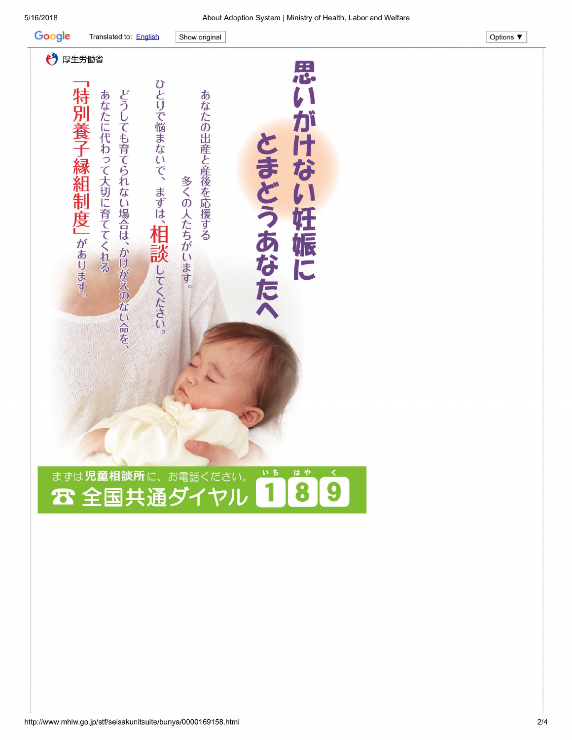厚生労働省

# 思いがけない妊娠にとまどうあなたへ

あなたの出産と産後を応援する
多くの人たちがいます。
ひとりで悩まないで、まずは、**相談**してください。

どうしても育てられない場合は、かけがえのない命を、
あなたに代わって大切に育ててくれる
「**特別養子縁組制度**」があります。

まずは**児童相談所**に、お電話ください。

☎ 全国共通ダイヤル **189**（いちはやく）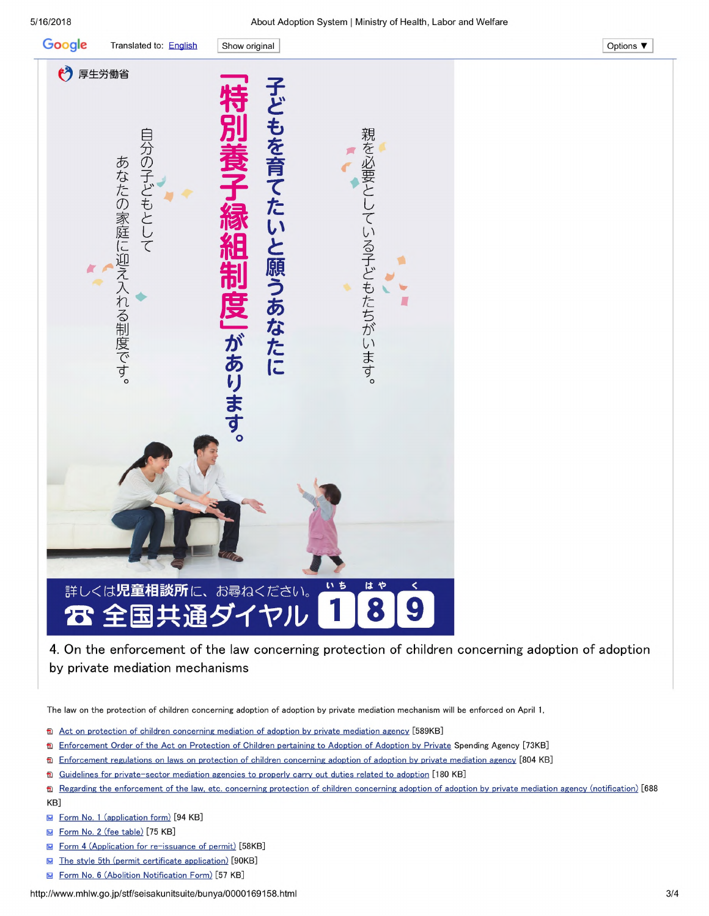厚生労働省

親を必要としている子どもたちがいます。

子どもを育てたいと願うあなたに

「特別養子縁組制度」があります。

自分の子どもとして

あなたの家庭に迎え入れる制度です。

詳しくは児童相談所に、お尋ねください。

☎ 全国共通ダイヤル 189（いちはやく）

4. On the enforcement of the law concerning protection of children concerning adoption of adoption by private mediation mechanisms

The law on the protection of children concerning adoption of adoption by private mediation mechanism will be enforced on April 1,

- Act on protection of children concerning mediation of adoption by private mediation agency [589KB]
- Enforcement Order of the Act on Protection of Children pertaining to Adoption of Adoption by Private Spending Agency [73KB]
- Enforcement regulations on laws on protection of children concerning adoption of adoption by private mediation agency [804 KB]
- Guidelines for private-sector mediation agencies to properly carry out duties related to adoption [180 KB]
- Regarding the enforcement of the law, etc. concerning protection of children concerning adoption of adoption by private mediation agency (notification) [688 KB]
- Form No. 1 (application form) [94 KB]
- Form No. 2 (fee table) [75 KB]
- Form 4 (Application for re-issuance of permit) [58KB]
- The style 5th (permit certificate application) [90KB]
- Form No. 6 (Abolition Notification Form) [57 KB]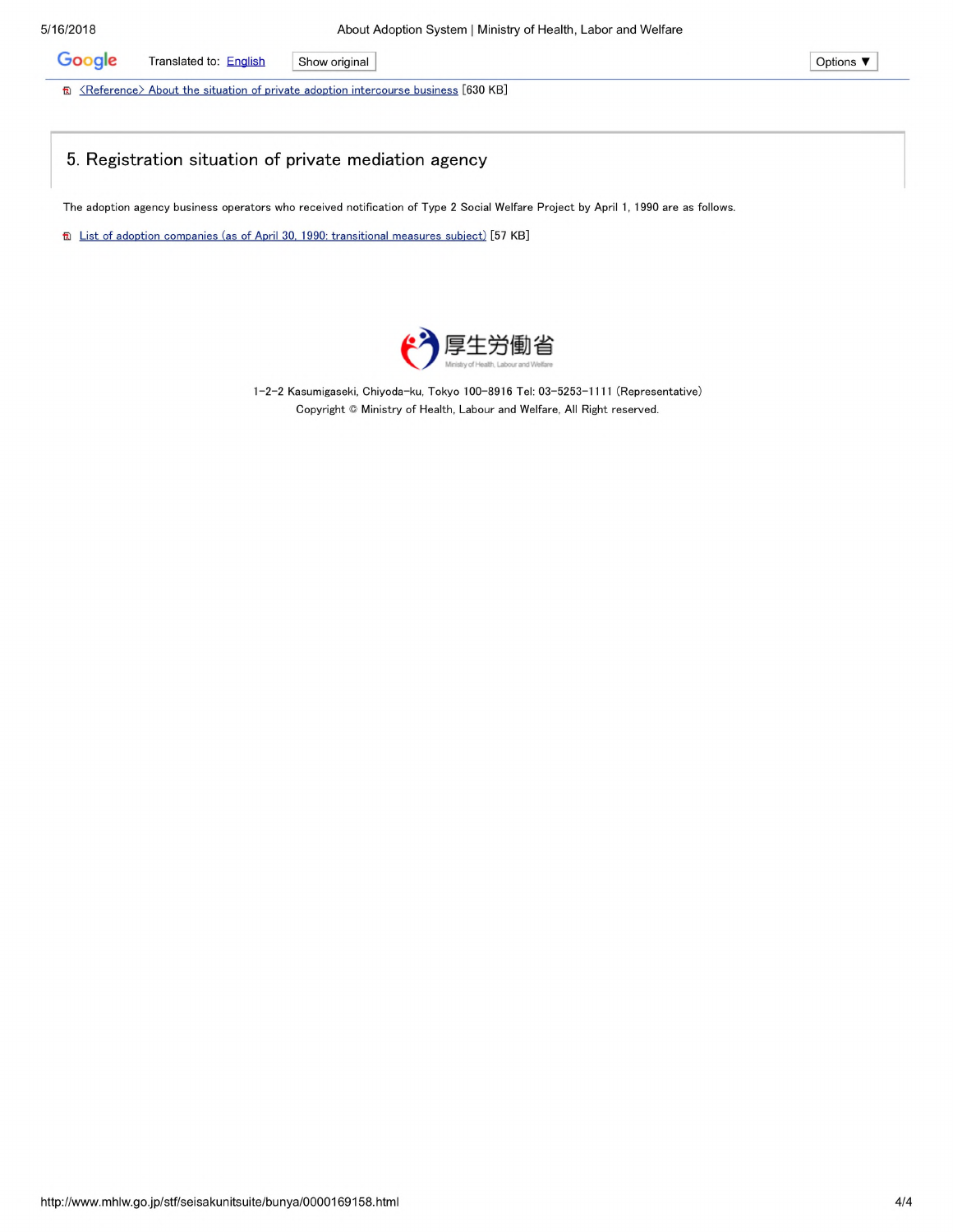[<Reference> About the situation of private adoption intercourse business [630 KB]]

## 5. Registration situation of private mediation agency

The adoption agency business operators who received notification of Type 2 Social Welfare Project by April 1, 1990 are as follows.

List of adoption companies (as of April 30, 1990: transitional measures subject) [57 KB]

厚生労働省
Ministry of Health, Labour and Welfare

1-2-2 Kasumigaseki, Chiyoda-ku, Tokyo 100-8916 Tel: 03-5253-1111 (Representative)
Copyright © Ministry of Health, Labour and Welfare, All Right reserved.